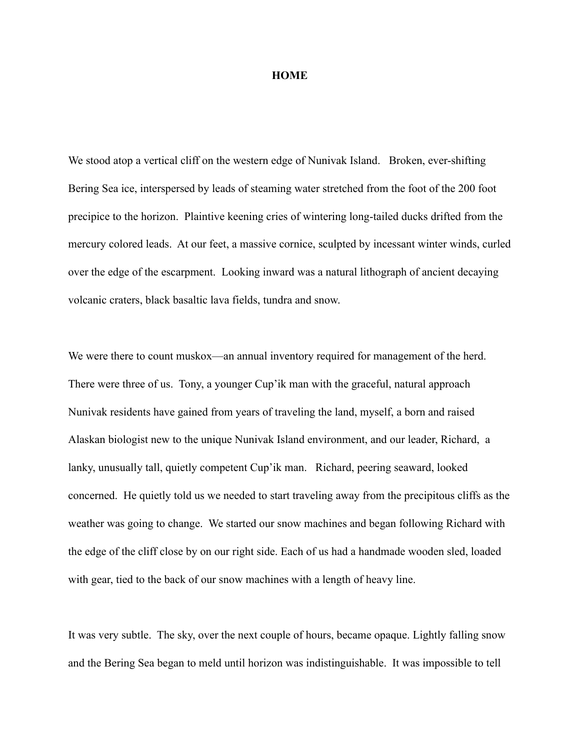# HOME

We stood atop a vertical cliff on the western edge of Nunivak Island. Broken, ever-shifting Bering Sea ice, interspersed by leads of steaming water stretched from the foot of the 200 foot precipice to the horizon. Plaintive keening cries of wintering long-tailed ducks drifted from the mercury colored leads. At our feet, a massive cornice, sculpted by incessant winter winds, curled over the edge of the escarpment. Looking inward was a natural lithograph of ancient decaying volcanic craters, black basaltic lava fields, tundra and snow.

We were there to count muskox—an annual inventory required for management of the herd. There were three of us. Tony, a younger Cup'ik man with the graceful, natural approach Nunivak residents have gained from years of traveling the land, myself, a born and raised Alaskan biologist new to the unique Nunivak Island environment, and our leader, Richard, a lanky, unusually tall, quietly competent Cup'ik man. Richard, peering seaward, looked concerned. He quietly told us we needed to start traveling away from the precipitous cliffs as the weather was going to change. We started our snow machines and began following Richard with the edge of the cliff close by on our right side. Each of us had a handmade wooden sled, loaded with gear, tied to the back of our snow machines with a length of heavy line.

It was very subtle. The sky, over the next couple of hours, became opaque. Lightly falling snow and the Bering Sea began to meld until horizon was indistinguishable. It was impossible to tell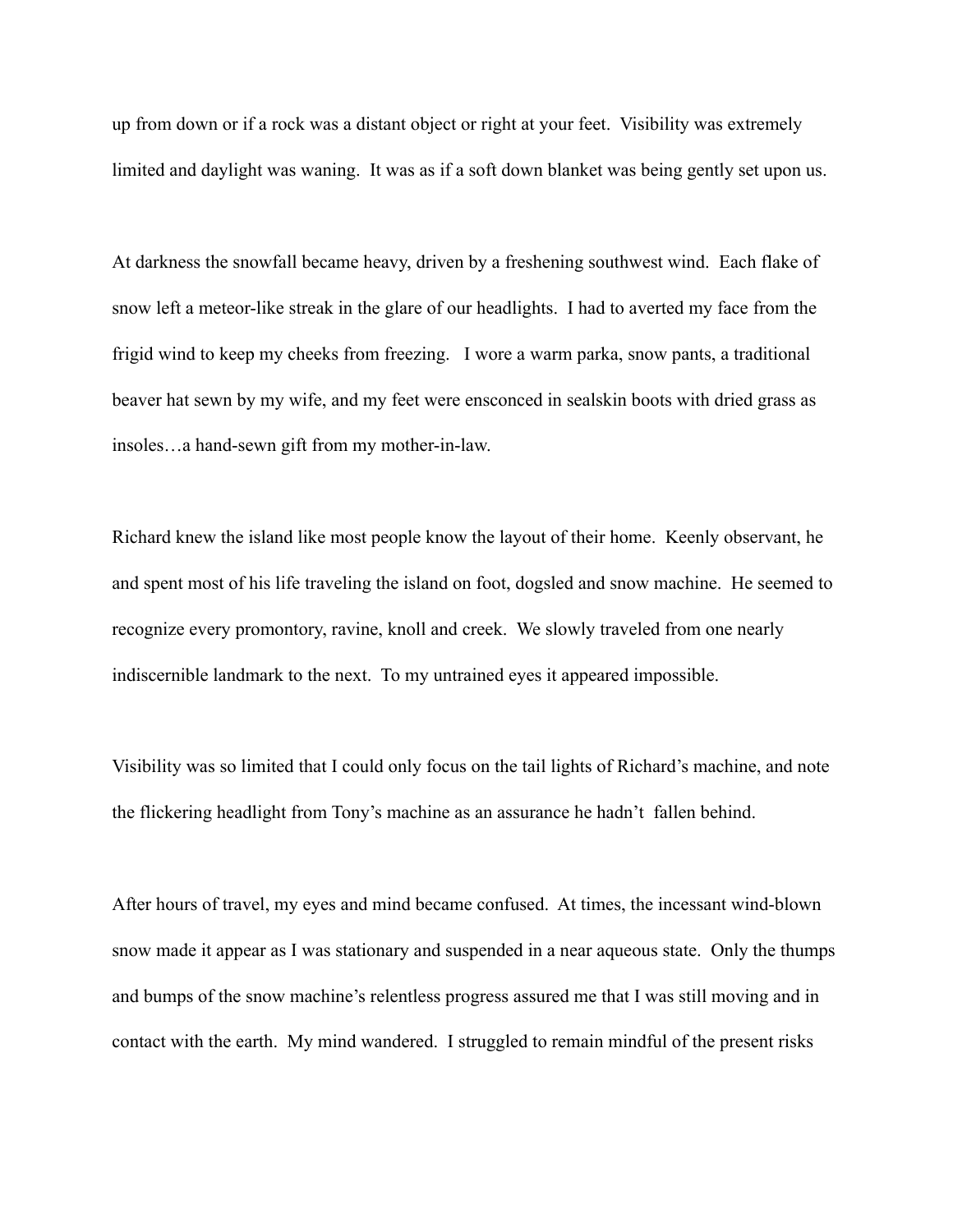up from down or if a rock was a distant object or right at your feet. Visibility was extremely limited and daylight was waning. It was as if a soft down blanket was being gently set upon us.

At darkness the snowfall became heavy, driven by a freshening southwest wind. Each flake of snow left a meteor-like streak in the glare of our headlights. I had to averted my face from the frigid wind to keep my cheeks from freezing. I wore a warm parka, snow pants, a traditional beaver hat sewn by my wife, and my feet were ensconced in sealskin boots with dried grass as insoles…a hand-sewn gift from my mother-in-law.

Richard knew the island like most people know the layout of their home. Keenly observant, he and spent most of his life traveling the island on foot, dogsled and snow machine. He seemed to recognize every promontory, ravine, knoll and creek. We slowly traveled from one nearly indiscernible landmark to the next. To my untrained eyes it appeared impossible.

Visibility was so limited that I could only focus on the tail lights of Richard's machine, and note the flickering headlight from Tony's machine as an assurance he hadn't fallen behind.

After hours of travel, my eyes and mind became confused. At times, the incessant wind-blown snow made it appear as I was stationary and suspended in a near aqueous state. Only the thumps and bumps of the snow machine's relentless progress assured me that I was still moving and in contact with the earth. My mind wandered. I struggled to remain mindful of the present risks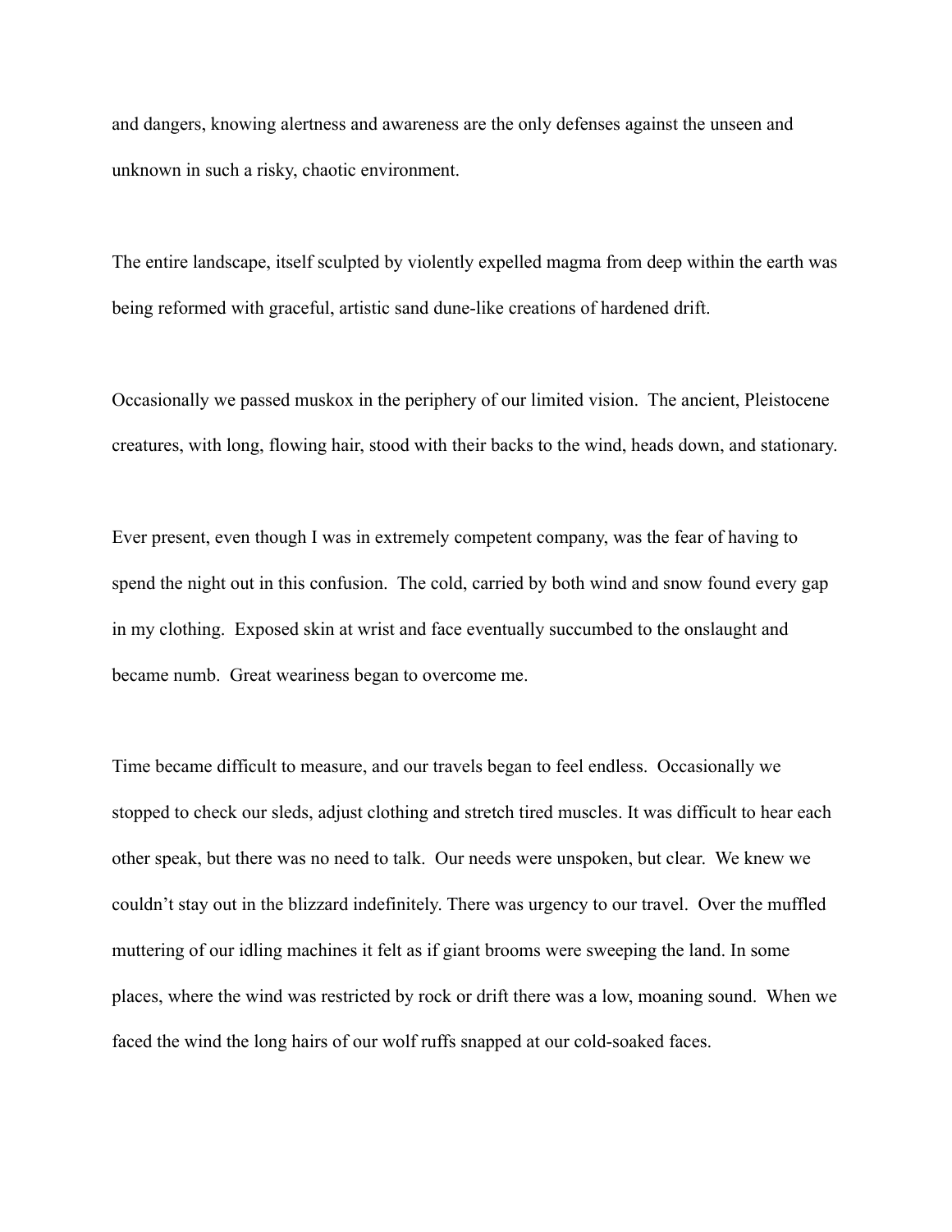and dangers, knowing alertness and awareness are the only defenses against the unseen and unknown in such a risky, chaotic environment.

The entire landscape, itself sculpted by violently expelled magma from deep within the earth was being reformed with graceful, artistic sand dune-like creations of hardened drift.

Occasionally we passed muskox in the periphery of our limited vision. The ancient, Pleistocene creatures, with long, flowing hair, stood with their backs to the wind, heads down, and stationary.

Ever present, even though I was in extremely competent company, was the fear of having to spend the night out in this confusion. The cold, carried by both wind and snow found every gap in my clothing. Exposed skin at wrist and face eventually succumbed to the onslaught and became numb. Great weariness began to overcome me.

Time became difficult to measure, and our travels began to feel endless. Occasionally we stopped to check our sleds, adjust clothing and stretch tired muscles. It was difficult to hear each other speak, but there was no need to talk. Our needs were unspoken, but clear. We knew we couldn't stay out in the blizzard indefinitely. There was urgency to our travel. Over the muffled muttering of our idling machines it felt as if giant brooms were sweeping the land. In some places, where the wind was restricted by rock or drift there was a low, moaning sound. When we faced the wind the long hairs of our wolf ruffs snapped at our cold-soaked faces.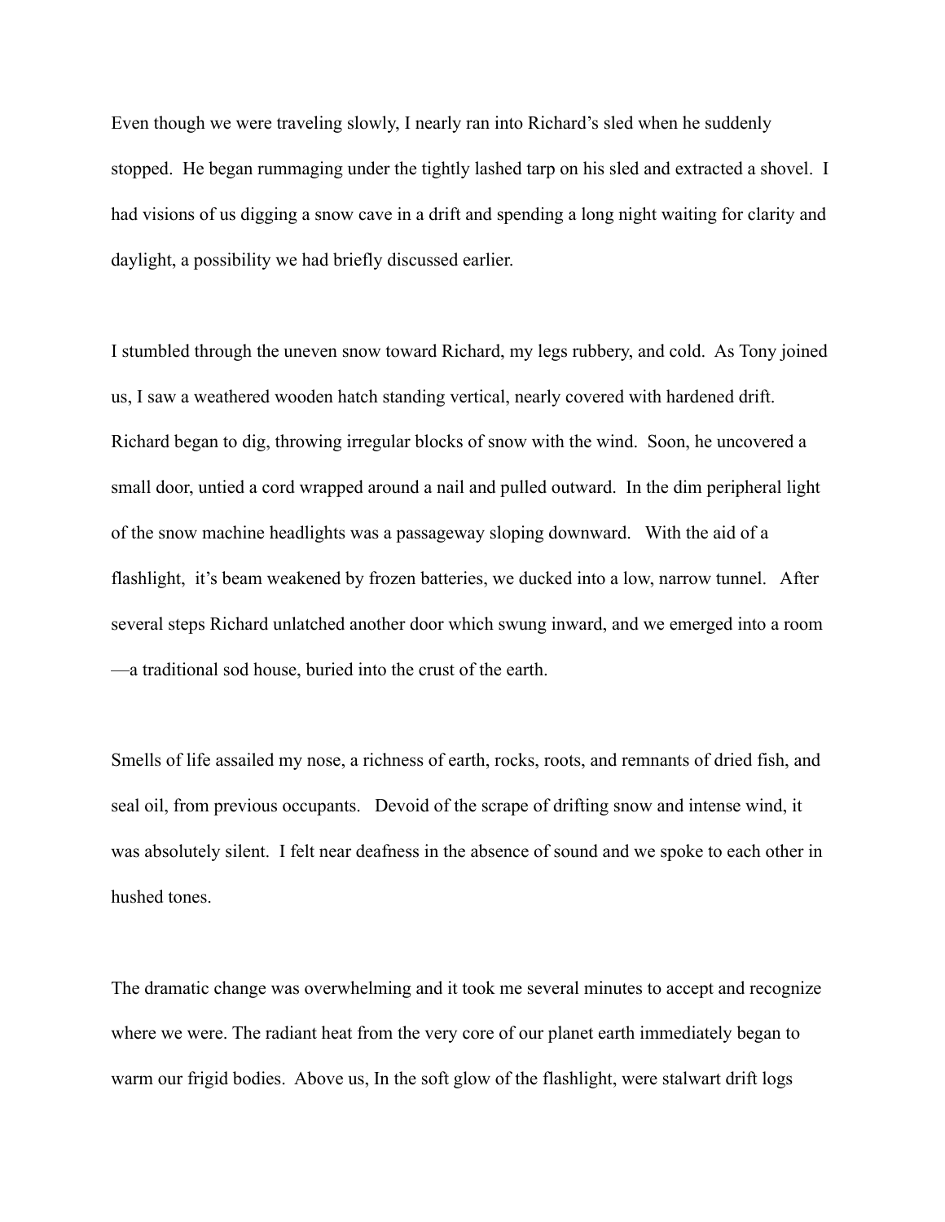Even though we were traveling slowly, I nearly ran into Richard's sled when he suddenly stopped.  He began rummaging under the tightly lashed tarp on his sled and extracted a shovel.  I had visions of us digging a snow cave in a drift and spending a long night waiting for clarity and daylight, a possibility we had briefly discussed earlier.

I stumbled through the uneven snow toward Richard, my legs rubbery, and cold.  As Tony joined us, I saw a weathered wooden hatch standing vertical, nearly covered with hardened drift. Richard began to dig, throwing irregular blocks of snow with the wind.  Soon, he uncovered a small door, untied a cord wrapped around a nail and pulled outward.  In the dim peripheral light of the snow machine headlights was a passageway sloping downward.   With the aid of a flashlight,  it's beam weakened by frozen batteries, we ducked into a low, narrow tunnel.   After several steps Richard unlatched another door which swung inward, and we emerged into a room —a traditional sod house, buried into the crust of the earth.

Smells of life assailed my nose, a richness of earth, rocks, roots, and remnants of dried fish, and seal oil, from previous occupants.   Devoid of the scrape of drifting snow and intense wind, it was absolutely silent.  I felt near deafness in the absence of sound and we spoke to each other in hushed tones.

The dramatic change was overwhelming and it took me several minutes to accept and recognize where we were. The radiant heat from the very core of our planet earth immediately began to warm our frigid bodies.  Above us, In the soft glow of the flashlight, were stalwart drift logs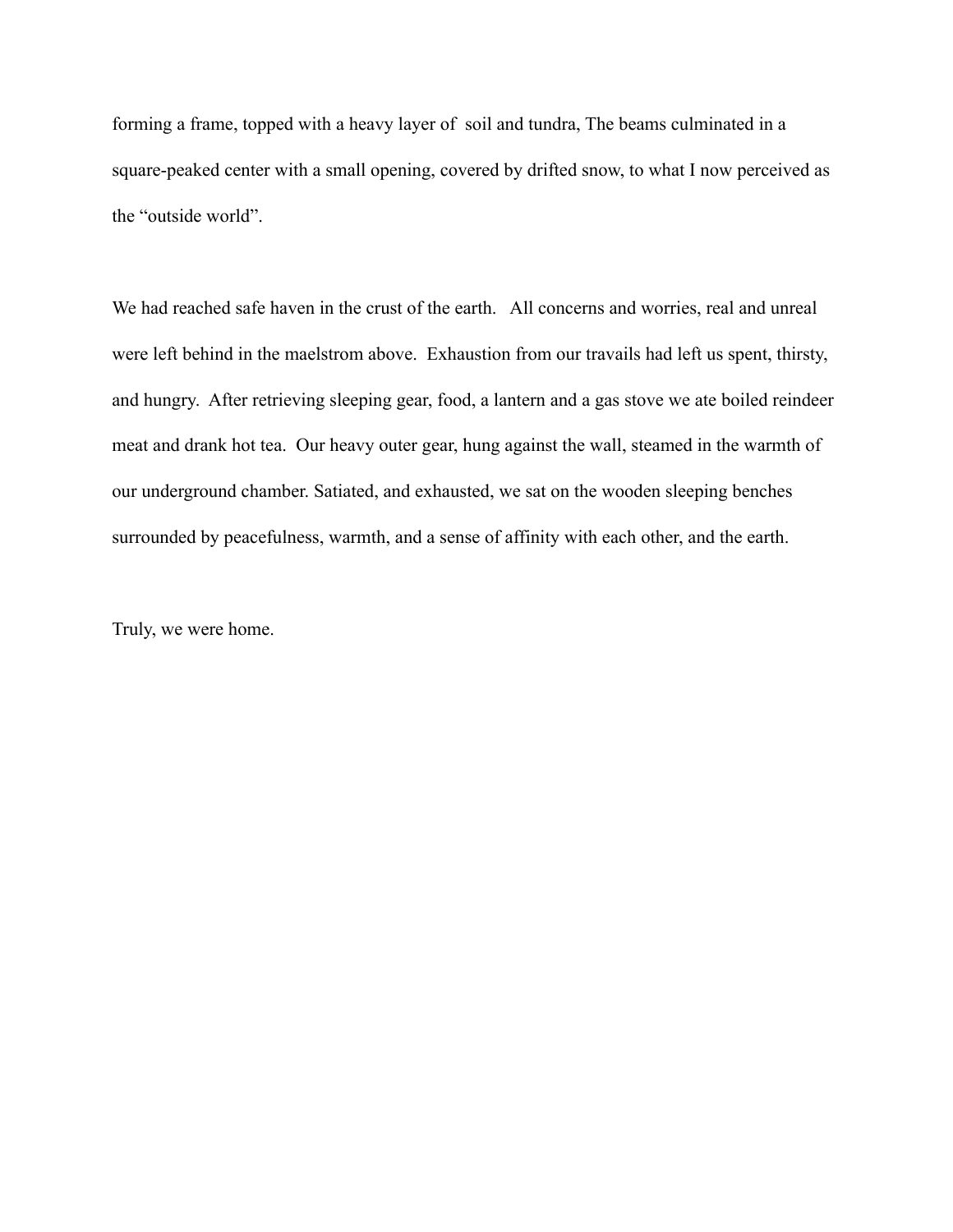forming a frame, topped with a heavy layer of soil and tundra, The beams culminated in a square-peaked center with a small opening, covered by drifted snow, to what I now perceived as the "outside world".

We had reached safe haven in the crust of the earth. All concerns and worries, real and unreal were left behind in the maelstrom above. Exhaustion from our travails had left us spent, thirsty, and hungry. After retrieving sleeping gear, food, a lantern and a gas stove we ate boiled reindeer meat and drank hot tea. Our heavy outer gear, hung against the wall, steamed in the warmth of our underground chamber. Satiated, and exhausted, we sat on the wooden sleeping benches surrounded by peacefulness, warmth, and a sense of affinity with each other, and the earth.

Truly, we were home.